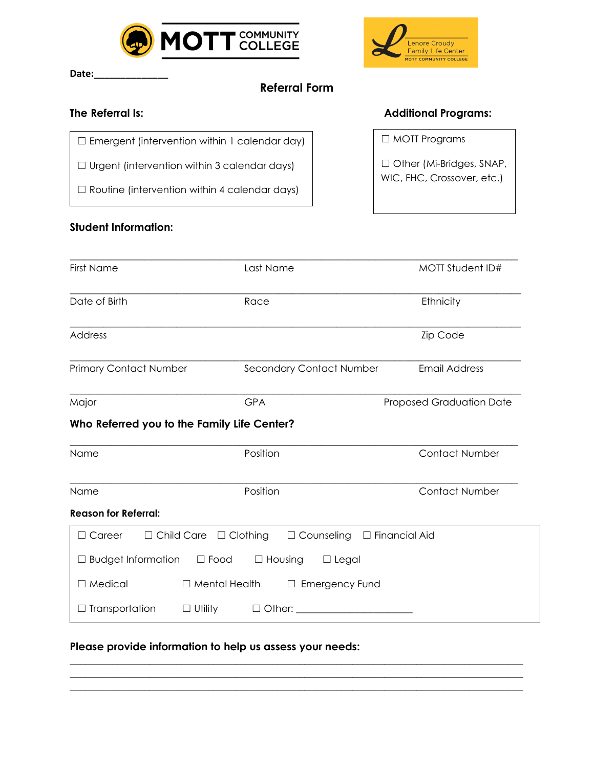MOTT COMMUNITY COLLEGE

Lenore Croudy Family Life Center
MOTT COMMUNITY COLLEGE

**Date:**_______________

## Referral Form

**The Referral Is:**

☐ Emergent (intervention within 1 calendar day)

☐ Urgent (intervention within 3 calendar days)

☐ Routine (intervention within 4 calendar days)

**Additional Programs:**

☐ MOTT Programs

☐ Other (Mi-Bridges, SNAP, WIC, FHC, Crossover, etc.)

**Student Information:**

| | | |
|---|---|---|
| First Name | Last Name | MOTT Student ID# |
| Date of Birth | Race | Ethnicity |
| Address | | Zip Code |
| Primary Contact Number | Secondary Contact Number | Email Address |
| Major | GPA | Proposed Graduation Date |

**Who Referred you to the Family Life Center?**

| | | |
|---|---|---|
| Name | Position | Contact Number |
| Name | Position | Contact Number |

**Reason for Referral:**

☐ Career ☐ Child Care ☐ Clothing ☐ Counseling ☐ Financial Aid

☐ Budget Information ☐ Food ☐ Housing ☐ Legal

☐ Medical ☐ Mental Health ☐ Emergency Fund

☐ Transportation ☐ Utility ☐ Other: _______________________

**Please provide information to help us assess your needs:**

___________________________________________________________________________

___________________________________________________________________________

___________________________________________________________________________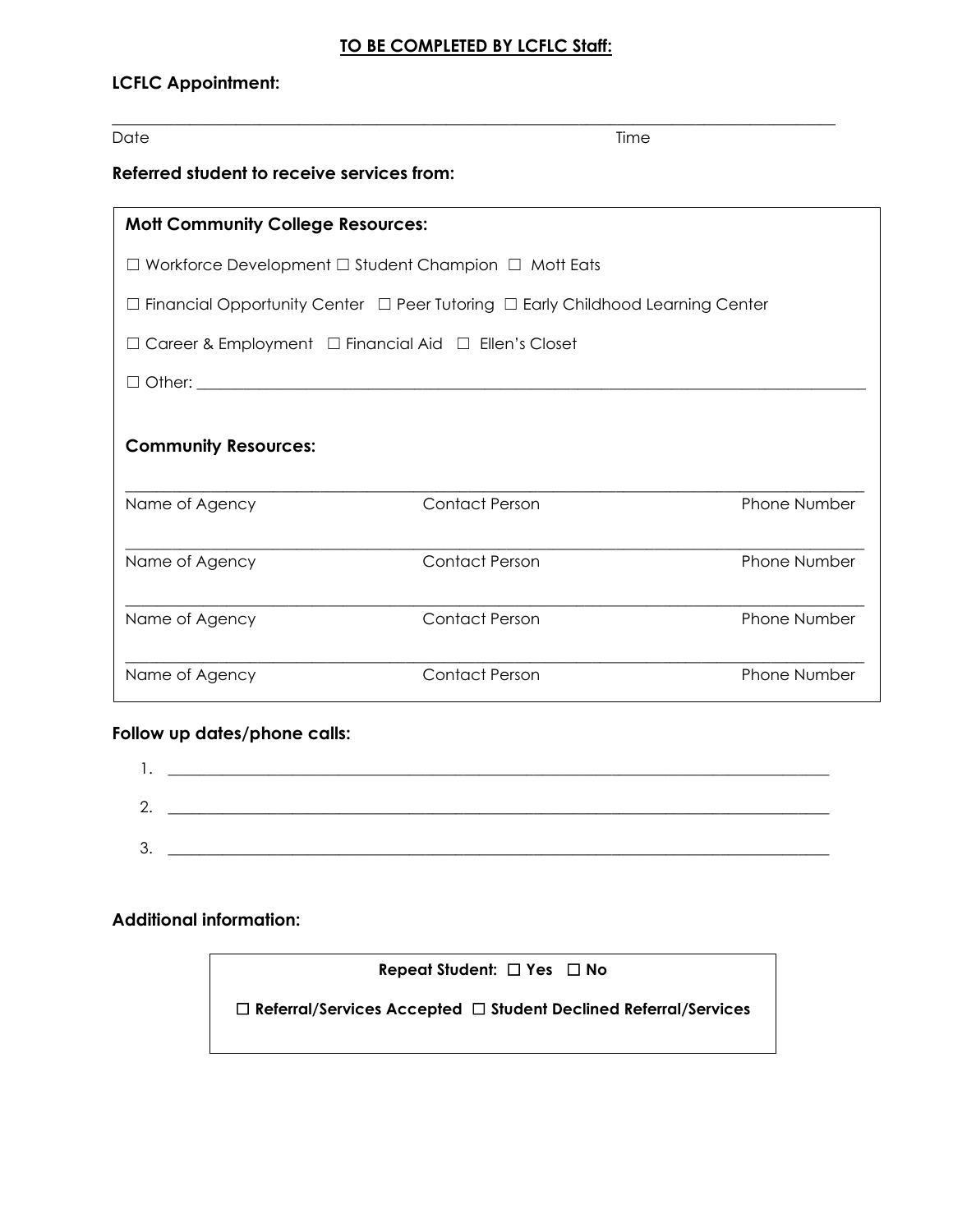**TO BE COMPLETED BY LCFLC Staff:**

**LCFLC Appointment:**

___________________________________________________________________________

Date Time

**Referred student to receive services from:**

**Mott Community College Resources:**

☐ Workforce Development ☐ Student Champion ☐ Mott Eats

☐ Financial Opportunity Center ☐ Peer Tutoring ☐ Early Childhood Learning Center

☐ Career & Employment ☐ Financial Aid ☐ Ellen's Closet

☐ Other: ___________________________________________________________________________

**Community Resources:**

___________________________________________________________________________

Name of Agency Contact Person Phone Number

___________________________________________________________________________

Name of Agency Contact Person Phone Number

___________________________________________________________________________

Name of Agency Contact Person Phone Number

___________________________________________________________________________

Name of Agency Contact Person Phone Number

**Follow up dates/phone calls:**

1. ___________________________________________________________________________
2. ___________________________________________________________________________
3. ___________________________________________________________________________

**Additional information:**

**Repeat Student: ☐ Yes ☐ No**

**☐ Referral/Services Accepted ☐ Student Declined Referral/Services**